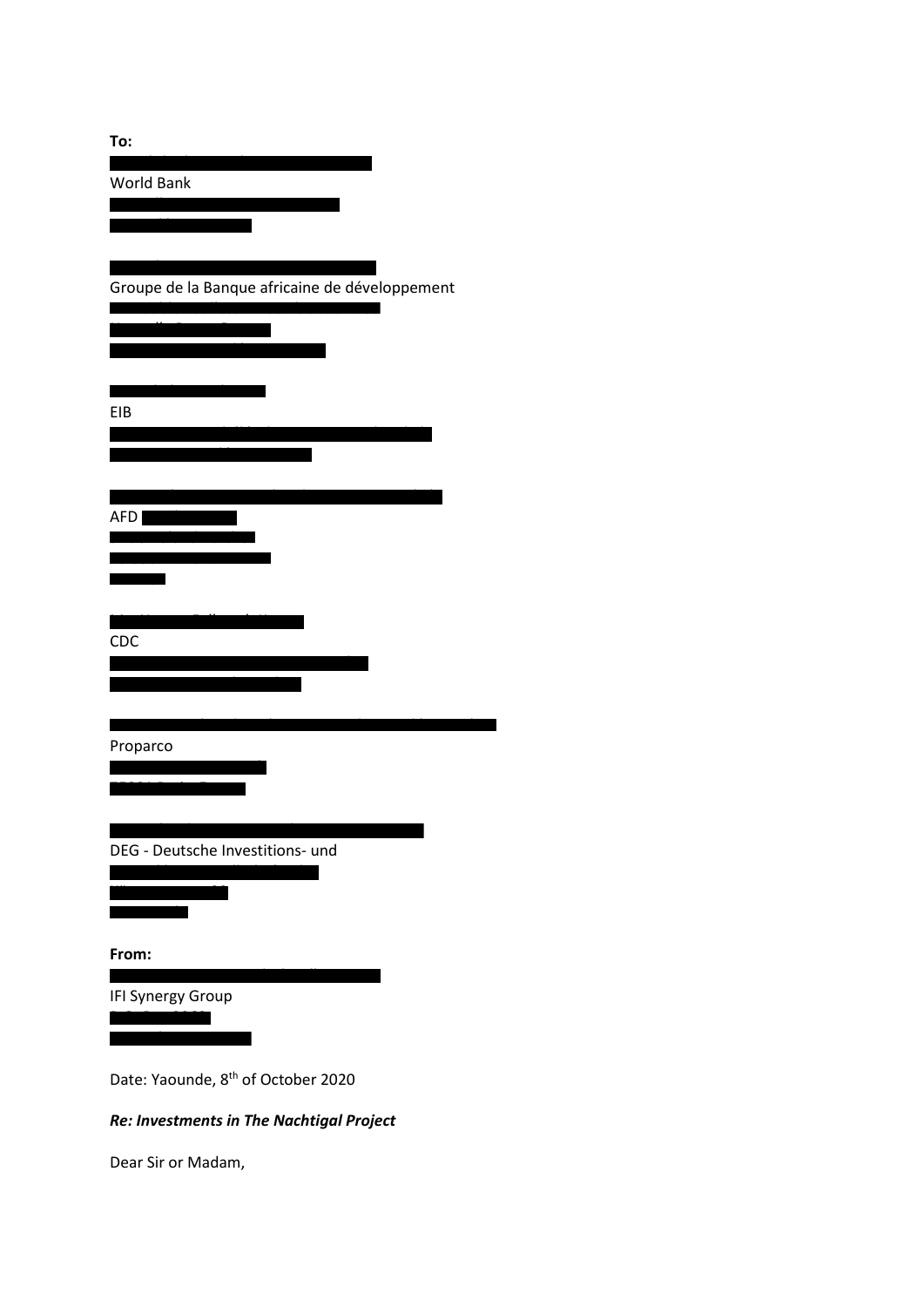**To:**

World Bank

Groupe de la Banque africaine de développement

EIB

AFD

CDC

Proparco

DEG - Deutsche Investitions- und

**From:**

IFI Synergy Group

Date: Yaounde, 8th of October 2020

***Re: Investments in The Nachtigal Project***

Dear Sir or Madam,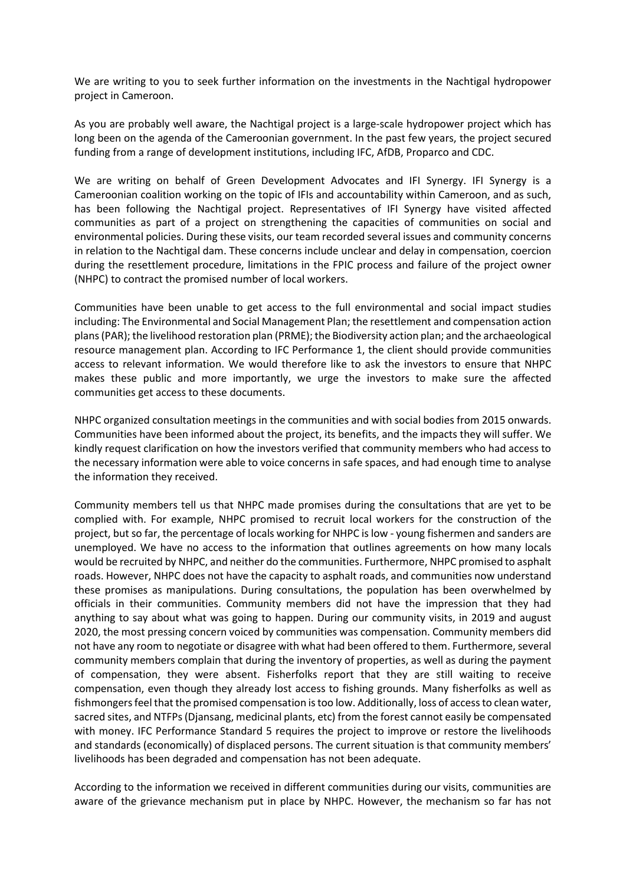We are writing to you to seek further information on the investments in the Nachtigal hydropower project in Cameroon.

As you are probably well aware, the Nachtigal project is a large-scale hydropower project which has long been on the agenda of the Cameroonian government. In the past few years, the project secured funding from a range of development institutions, including IFC, AfDB, Proparco and CDC.

We are writing on behalf of Green Development Advocates and IFI Synergy. IFI Synergy is a Cameroonian coalition working on the topic of IFIs and accountability within Cameroon, and as such, has been following the Nachtigal project. Representatives of IFI Synergy have visited affected communities as part of a project on strengthening the capacities of communities on social and environmental policies. During these visits, our team recorded several issues and community concerns in relation to the Nachtigal dam. These concerns include unclear and delay in compensation, coercion during the resettlement procedure, limitations in the FPIC process and failure of the project owner (NHPC) to contract the promised number of local workers.

Communities have been unable to get access to the full environmental and social impact studies including: The Environmental and Social Management Plan; the resettlement and compensation action plans (PAR); the livelihood restoration plan (PRME); the Biodiversity action plan; and the archaeological resource management plan. According to IFC Performance 1, the client should provide communities access to relevant information. We would therefore like to ask the investors to ensure that NHPC makes these public and more importantly, we urge the investors to make sure the affected communities get access to these documents.

NHPC organized consultation meetings in the communities and with social bodies from 2015 onwards. Communities have been informed about the project, its benefits, and the impacts they will suffer. We kindly request clarification on how the investors verified that community members who had access to the necessary information were able to voice concerns in safe spaces, and had enough time to analyse the information they received.

Community members tell us that NHPC made promises during the consultations that are yet to be complied with. For example, NHPC promised to recruit local workers for the construction of the project, but so far, the percentage of locals working for NHPC is low - young fishermen and sanders are unemployed. We have no access to the information that outlines agreements on how many locals would be recruited by NHPC, and neither do the communities. Furthermore, NHPC promised to asphalt roads. However, NHPC does not have the capacity to asphalt roads, and communities now understand these promises as manipulations. During consultations, the population has been overwhelmed by officials in their communities. Community members did not have the impression that they had anything to say about what was going to happen. During our community visits, in 2019 and august 2020, the most pressing concern voiced by communities was compensation. Community members did not have any room to negotiate or disagree with what had been offered to them. Furthermore, several community members complain that during the inventory of properties, as well as during the payment of compensation, they were absent. Fisherfolks report that they are still waiting to receive compensation, even though they already lost access to fishing grounds. Many fisherfolks as well as fishmongers feel that the promised compensation is too low. Additionally, loss of access to clean water, sacred sites, and NTFPs (Djansang, medicinal plants, etc) from the forest cannot easily be compensated with money. IFC Performance Standard 5 requires the project to improve or restore the livelihoods and standards (economically) of displaced persons. The current situation is that community members' livelihoods has been degraded and compensation has not been adequate.

According to the information we received in different communities during our visits, communities are aware of the grievance mechanism put in place by NHPC. However, the mechanism so far has not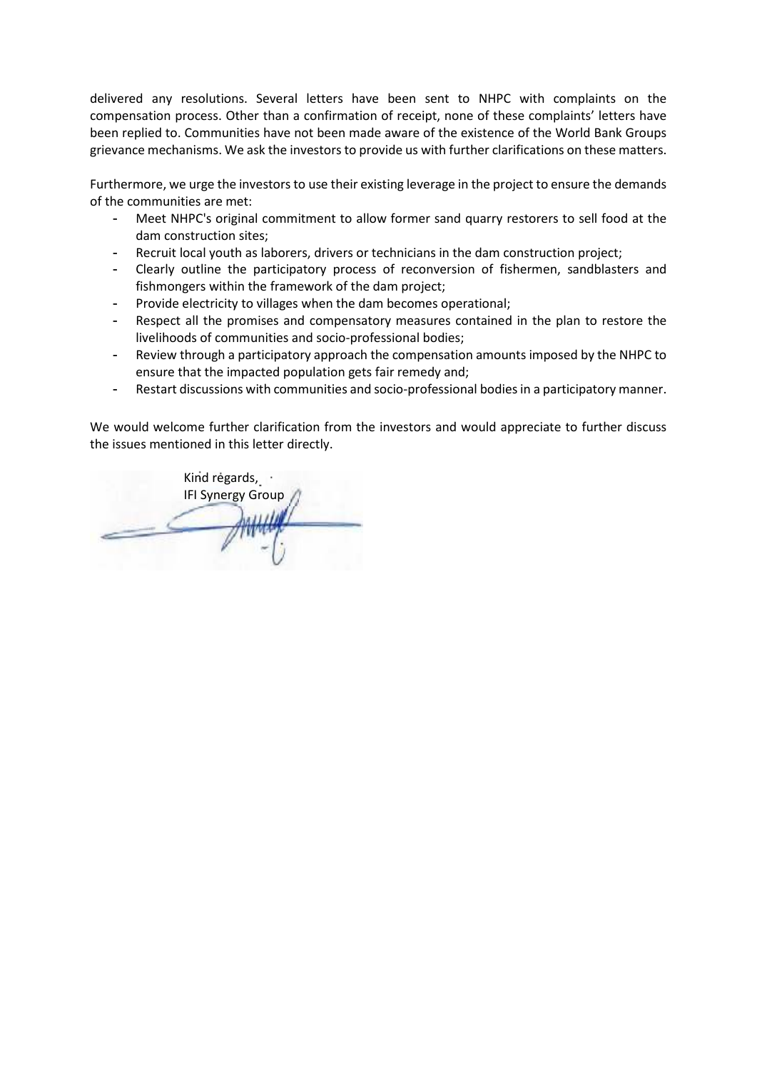delivered any resolutions. Several letters have been sent to NHPC with complaints on the compensation process. Other than a confirmation of receipt, none of these complaints' letters have been replied to. Communities have not been made aware of the existence of the World Bank Groups grievance mechanisms. We ask the investors to provide us with further clarifications on these matters.

Furthermore, we urge the investors to use their existing leverage in the project to ensure the demands of the communities are met:

- Meet NHPC's original commitment to allow former sand quarry restorers to sell food at the dam construction sites;
- Recruit local youth as laborers, drivers or technicians in the dam construction project;
- Clearly outline the participatory process of reconversion of fishermen, sandblasters and fishmongers within the framework of the dam project;
- Provide electricity to villages when the dam becomes operational;
- Respect all the promises and compensatory measures contained in the plan to restore the livelihoods of communities and socio-professional bodies;
- Review through a participatory approach the compensation amounts imposed by the NHPC to ensure that the impacted population gets fair remedy and;
- Restart discussions with communities and socio-professional bodies in a participatory manner.

We would welcome further clarification from the investors and would appreciate to further discuss the issues mentioned in this letter directly.

Kind regards,
IFI Synergy Group